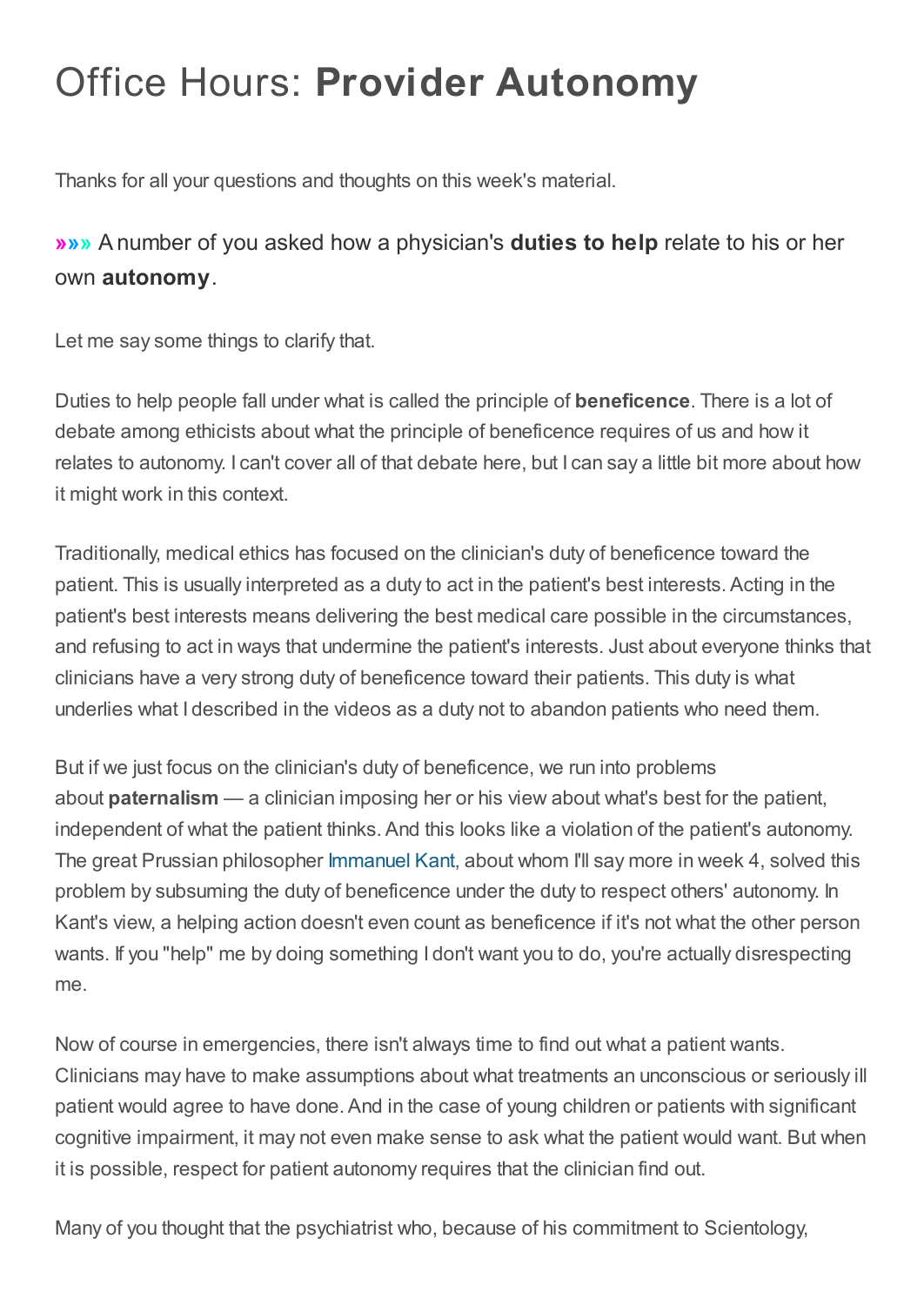# Office Hours: **Provider Autonomy**

Thanks for all your questions and thoughts on this week's material.

### »»» A number of you asked how a physician's **duties to help** relate to his or her own **autonomy**.

Let me say some things to clarify that.

Duties to help people fall under what is called the principle of **beneficence**. There is a lot of debate among ethicists about what the principle of beneficence requires of us and how it relates to autonomy. I can't cover all of that debate here, but I can say a little bit more about how it might work in this context.

Traditionally, medical ethics has focused on the clinician's duty of beneficence toward the patient. This is usually interpreted as a duty to act in the patient's best interests. Acting in the patient's best interests means delivering the best medical care possible in the circumstances, and refusing to act in ways that undermine the patient's interests. Just about everyone thinks that clinicians have a very strong duty of beneficence toward their patients. This duty is what underlies what I described in the videos as a duty not to abandon patients who need them.

But if we just focus on the clinician's duty of beneficence, we run into problems about **paternalism** — a clinician imposing her or his view about what's best for the patient, independent of what the patient thinks. And this looks like a violation of the patient's autonomy. The great Prussian philosopher Immanuel Kant, about whom I'll say more in week 4, solved this problem by subsuming the duty of beneficence under the duty to respect others' autonomy. In Kant's view, a helping action doesn't even count as beneficence if it's not what the other person wants. If you "help" me by doing something I don't want you to do, you're actually disrespecting me.

Now of course in emergencies, there isn't always time to find out what a patient wants. Clinicians may have to make assumptions about what treatments an unconscious or seriously ill patient would agree to have done. And in the case of young children or patients with significant cognitive impairment, it may not even make sense to ask what the patient would want. But when it is possible, respect for patient autonomy requires that the clinician find out.

Many of you thought that the psychiatrist who, because of his commitment to Scientology,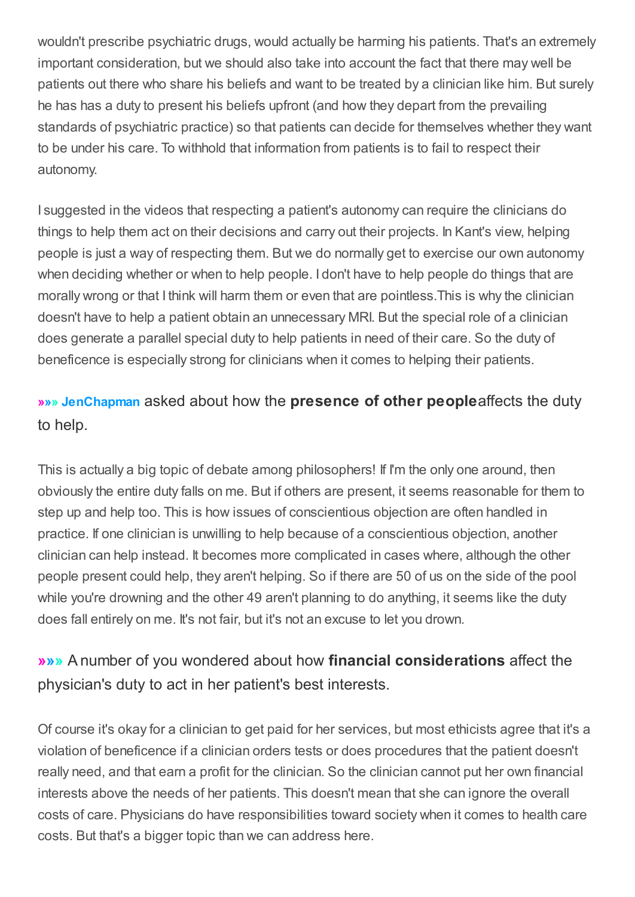wouldn't prescribe psychiatric drugs, would actually be harming his patients. That's an extremely important consideration, but we should also take into account the fact that there may well be patients out there who share his beliefs and want to be treated by a clinician like him. But surely he has has a duty to present his beliefs upfront (and how they depart from the prevailing standards of psychiatric practice) so that patients can decide for themselves whether they want to be under his care. To withhold that information from patients is to fail to respect their autonomy.

I suggested in the videos that respecting a patient's autonomy can require the clinicians do things to help them act on their decisions and carry out their projects. In Kant's view, helping people is just a way of respecting them. But we do normally get to exercise our own autonomy when deciding whether or when to help people. I don't have to help people do things that are morally wrong or that I think will harm them or even that are pointless.This is why the clinician doesn't have to help a patient obtain an unnecessary MRI. But the special role of a clinician does generate a parallel special duty to help patients in need of their care. So the duty of beneficence is especially strong for clinicians when it comes to helping their patients.

### »»» **JenChapman** asked about how the **presence of other people**affects the duty to help.

This is actually a big topic of debate among philosophers! If I'm the only one around, then obviously the entire duty falls on me. But if others are present, it seems reasonable for them to step up and help too. This is how issues of conscientious objection are often handled in practice. If one clinician is unwilling to help because of a conscientious objection, another clinician can help instead. It becomes more complicated in cases where, although the other people present could help, they aren't helping. So if there are 50 of us on the side of the pool while you're drowning and the other 49 aren't planning to do anything, it seems like the duty does fall entirely on me. It's not fair, but it's not an excuse to let you drown.

### »»» A number of you wondered about how **financial considerations** affect the physician's duty to act in her patient's best interests.

Of course it's okay for a clinician to get paid for her services, but most ethicists agree that it's a violation of beneficence if a clinician orders tests or does procedures that the patient doesn't really need, and that earn a profit for the clinician. So the clinician cannot put her own financial interests above the needs of her patients. This doesn't mean that she can ignore the overall costs of care. Physicians do have responsibilities toward society when it comes to health care costs. But that's a bigger topic than we can address here.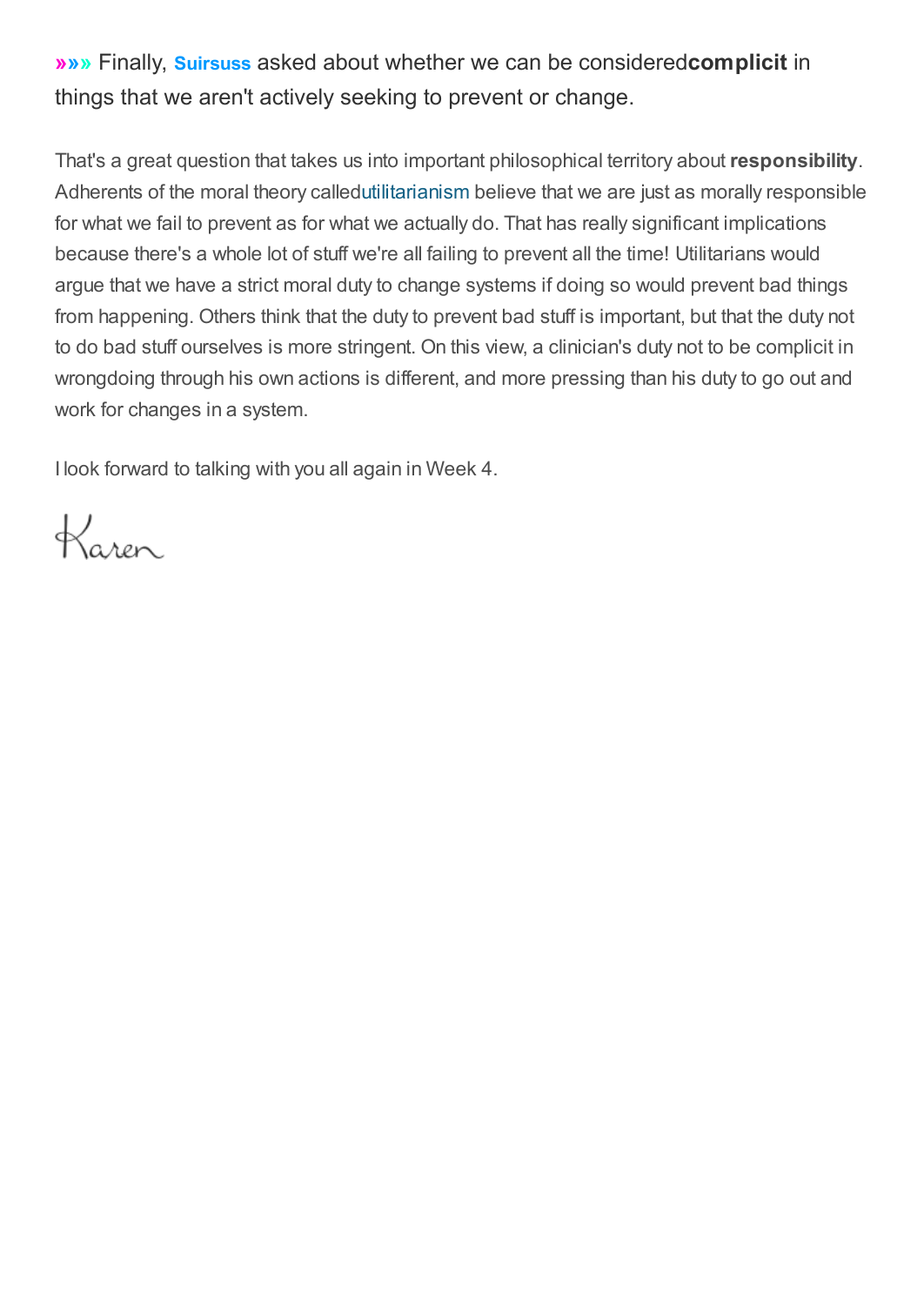»»» Finally, **Suirsuss** asked about whether we can be considered **complicit** in things that we aren't actively seeking to prevent or change.

That's a great question that takes us into important philosophical territory about **responsibility**. Adherents of the moral theory called utilitarianism believe that we are just as morally responsible for what we fail to prevent as for what we actually do. That has really significant implications because there's a whole lot of stuff we're all failing to prevent all the time! Utilitarians would argue that we have a strict moral duty to change systems if doing so would prevent bad things from happening. Others think that the duty to prevent bad stuff is important, but that the duty not to do bad stuff ourselves is more stringent. On this view, a clinician's duty not to be complicit in wrongdoing through his own actions is different, and more pressing than his duty to go out and work for changes in a system.

I look forward to talking with you all again in Week 4.

Karen